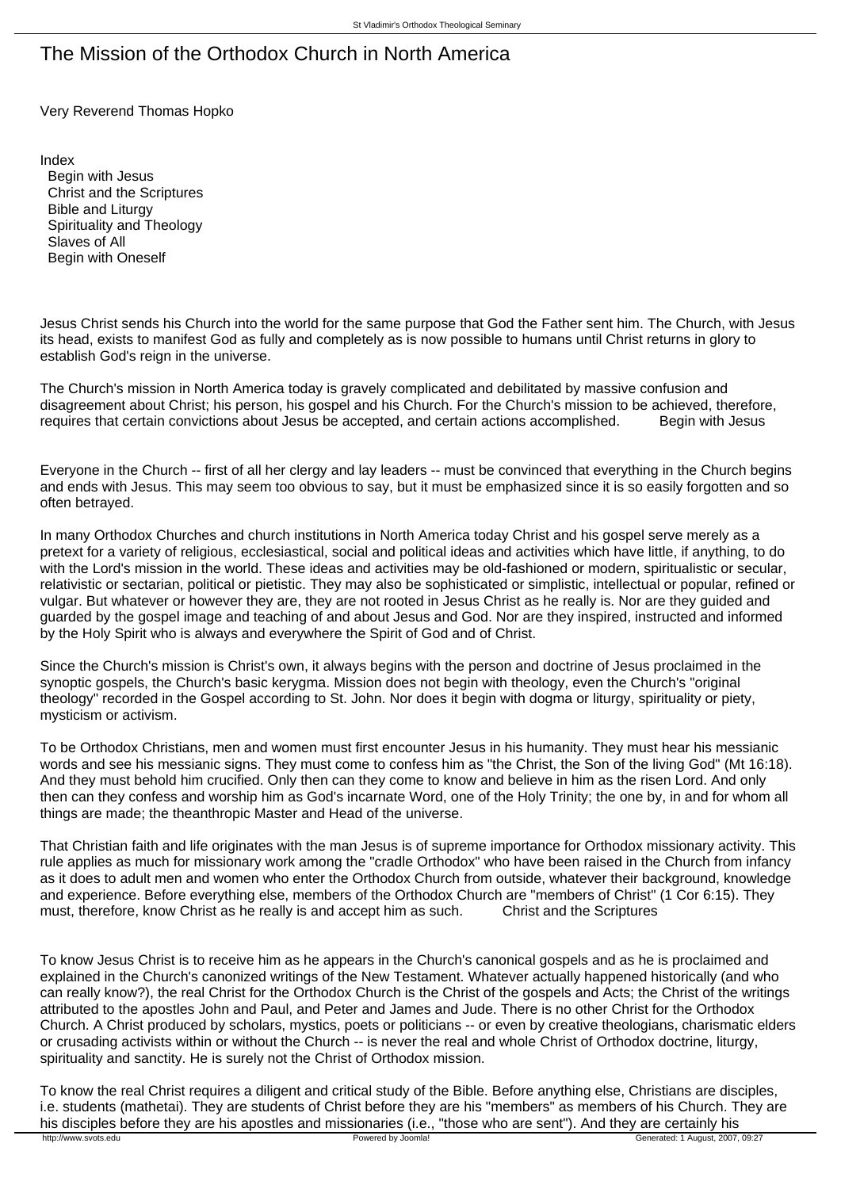# The Mission of the Orthodox Church in North America

Very Reverend Thomas Hopko

Index
- Begin with Jesus
- Christ and the Scriptures
- Bible and Liturgy
- Spirituality and Theology
- Slaves of All
- Begin with Oneself

Jesus Christ sends his Church into the world for the same purpose that God the Father sent him. The Church, with Jesus its head, exists to manifest God as fully and completely as is now possible to humans until Christ returns in glory to establish God's reign in the universe.

The Church's mission in North America today is gravely complicated and debilitated by massive confusion and disagreement about Christ; his person, his gospel and his Church. For the Church's mission to be achieved, therefore, requires that certain convictions about Jesus be accepted, and certain actions accomplished.

## Begin with Jesus

Everyone in the Church -- first of all her clergy and lay leaders -- must be convinced that everything in the Church begins and ends with Jesus. This may seem too obvious to say, but it must be emphasized since it is so easily forgotten and so often betrayed.

In many Orthodox Churches and church institutions in North America today Christ and his gospel serve merely as a pretext for a variety of religious, ecclesiastical, social and political ideas and activities which have little, if anything, to do with the Lord's mission in the world. These ideas and activities may be old-fashioned or modern, spiritualistic or secular, relativistic or sectarian, political or pietistic. They may also be sophisticated or simplistic, intellectual or popular, refined or vulgar. But whatever or however they are, they are not rooted in Jesus Christ as he really is. Nor are they guided and guarded by the gospel image and teaching of and about Jesus and God. Nor are they inspired, instructed and informed by the Holy Spirit who is always and everywhere the Spirit of God and of Christ.

Since the Church's mission is Christ's own, it always begins with the person and doctrine of Jesus proclaimed in the synoptic gospels, the Church's basic kerygma. Mission does not begin with theology, even the Church's "original theology" recorded in the Gospel according to St. John. Nor does it begin with dogma or liturgy, spirituality or piety, mysticism or activism.

To be Orthodox Christians, men and women must first encounter Jesus in his humanity. They must hear his messianic words and see his messianic signs. They must come to confess him as "the Christ, the Son of the living God" (Mt 16:18). And they must behold him crucified. Only then can they come to know and believe in him as the risen Lord. And only then can they confess and worship him as God's incarnate Word, one of the Holy Trinity; the one by, in and for whom all things are made; the theanthropic Master and Head of the universe.

That Christian faith and life originates with the man Jesus is of supreme importance for Orthodox missionary activity. This rule applies as much for missionary work among the "cradle Orthodox" who have been raised in the Church from infancy as it does to adult men and women who enter the Orthodox Church from outside, whatever their background, knowledge and experience. Before everything else, members of the Orthodox Church are "members of Christ" (1 Cor 6:15). They must, therefore, know Christ as he really is and accept him as such.

## Christ and the Scriptures

To know Jesus Christ is to receive him as he appears in the Church's canonical gospels and as he is proclaimed and explained in the Church's canonized writings of the New Testament. Whatever actually happened historically (and who can really know?), the real Christ for the Orthodox Church is the Christ of the gospels and Acts; the Christ of the writings attributed to the apostles John and Paul, and Peter and James and Jude. There is no other Christ for the Orthodox Church. A Christ produced by scholars, mystics, poets or politicians -- or even by creative theologians, charismatic elders or crusading activists within or without the Church -- is never the real and whole Christ of Orthodox doctrine, liturgy, spirituality and sanctity. He is surely not the Christ of Orthodox mission.

To know the real Christ requires a diligent and critical study of the Bible. Before anything else, Christians are disciples, i.e. students (mathetai). They are students of Christ before they are his "members" as members of his Church. They are his disciples before they are his apostles and missionaries (i.e., "those who are sent"). And they are certainly his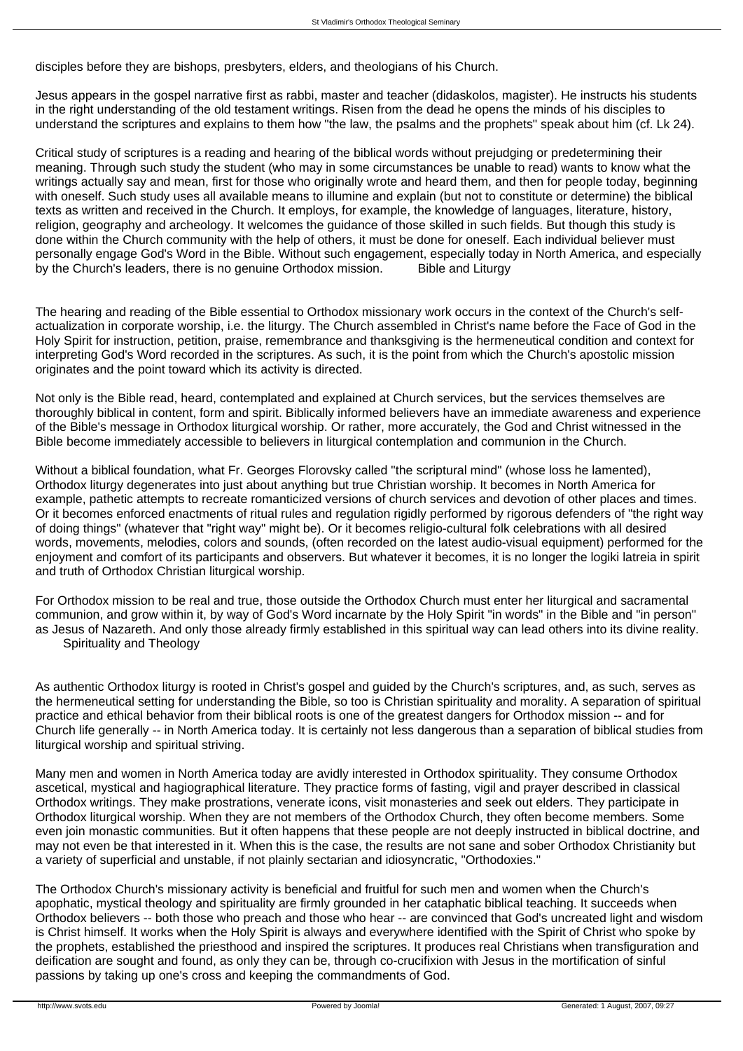disciples before they are bishops, presbyters, elders, and theologians of his Church.

Jesus appears in the gospel narrative first as rabbi, master and teacher (didaskolos, magister). He instructs his students in the right understanding of the old testament writings. Risen from the dead he opens the minds of his disciples to understand the scriptures and explains to them how "the law, the psalms and the prophets" speak about him (cf. Lk 24).

Critical study of scriptures is a reading and hearing of the biblical words without prejudging or predetermining their meaning. Through such study the student (who may in some circumstances be unable to read) wants to know what the writings actually say and mean, first for those who originally wrote and heard them, and then for people today, beginning with oneself. Such study uses all available means to illumine and explain (but not to constitute or determine) the biblical texts as written and received in the Church. It employs, for example, the knowledge of languages, literature, history, religion, geography and archeology. It welcomes the guidance of those skilled in such fields. But though this study is done within the Church community with the help of others, it must be done for oneself. Each individual believer must personally engage God's Word in the Bible. Without such engagement, especially today in North America, and especially by the Church's leaders, there is no genuine Orthodox mission.

## Bible and Liturgy

The hearing and reading of the Bible essential to Orthodox missionary work occurs in the context of the Church's self-actualization in corporate worship, i.e. the liturgy. The Church assembled in Christ's name before the Face of God in the Holy Spirit for instruction, petition, praise, remembrance and thanksgiving is the hermeneutical condition and context for interpreting God's Word recorded in the scriptures. As such, it is the point from which the Church's apostolic mission originates and the point toward which its activity is directed.

Not only is the Bible read, heard, contemplated and explained at Church services, but the services themselves are thoroughly biblical in content, form and spirit. Biblically informed believers have an immediate awareness and experience of the Bible's message in Orthodox liturgical worship. Or rather, more accurately, the God and Christ witnessed in the Bible become immediately accessible to believers in liturgical contemplation and communion in the Church.

Without a biblical foundation, what Fr. Georges Florovsky called "the scriptural mind" (whose loss he lamented), Orthodox liturgy degenerates into just about anything but true Christian worship. It becomes in North America for example, pathetic attempts to recreate romanticized versions of church services and devotion of other places and times. Or it becomes enforced enactments of ritual rules and regulation rigidly performed by rigorous defenders of "the right way of doing things" (whatever that "right way" might be). Or it becomes religio-cultural folk celebrations with all desired words, movements, melodies, colors and sounds, (often recorded on the latest audio-visual equipment) performed for the enjoyment and comfort of its participants and observers. But whatever it becomes, it is no longer the logiki latreia in spirit and truth of Orthodox Christian liturgical worship.

For Orthodox mission to be real and true, those outside the Orthodox Church must enter her liturgical and sacramental communion, and grow within it, by way of God's Word incarnate by the Holy Spirit "in words" in the Bible and "in person" as Jesus of Nazareth. And only those already firmly established in this spiritual way can lead others into its divine reality.

## Spirituality and Theology

As authentic Orthodox liturgy is rooted in Christ's gospel and guided by the Church's scriptures, and, as such, serves as the hermeneutical setting for understanding the Bible, so too is Christian spirituality and morality. A separation of spiritual practice and ethical behavior from their biblical roots is one of the greatest dangers for Orthodox mission -- and for Church life generally -- in North America today. It is certainly not less dangerous than a separation of biblical studies from liturgical worship and spiritual striving.

Many men and women in North America today are avidly interested in Orthodox spirituality. They consume Orthodox ascetical, mystical and hagiographical literature. They practice forms of fasting, vigil and prayer described in classical Orthodox writings. They make prostrations, venerate icons, visit monasteries and seek out elders. They participate in Orthodox liturgical worship. When they are not members of the Orthodox Church, they often become members. Some even join monastic communities. But it often happens that these people are not deeply instructed in biblical doctrine, and may not even be that interested in it. When this is the case, the results are not sane and sober Orthodox Christianity but a variety of superficial and unstable, if not plainly sectarian and idiosyncratic, "Orthodoxies."

The Orthodox Church's missionary activity is beneficial and fruitful for such men and women when the Church's apophatic, mystical theology and spirituality are firmly grounded in her cataphatic biblical teaching. It succeeds when Orthodox believers -- both those who preach and those who hear -- are convinced that God's uncreated light and wisdom is Christ himself. It works when the Holy Spirit is always and everywhere identified with the Spirit of Christ who spoke by the prophets, established the priesthood and inspired the scriptures. It produces real Christians when transfiguration and deification are sought and found, as only they can be, through co-crucifixion with Jesus in the mortification of sinful passions by taking up one's cross and keeping the commandments of God.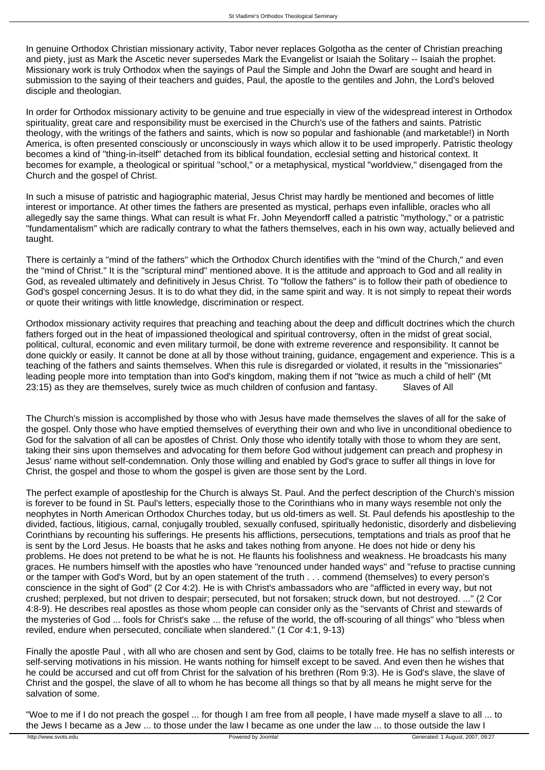In genuine Orthodox Christian missionary activity, Tabor never replaces Golgotha as the center of Christian preaching and piety, just as Mark the Ascetic never supersedes Mark the Evangelist or Isaiah the Solitary -- Isaiah the prophet. Missionary work is truly Orthodox when the sayings of Paul the Simple and John the Dwarf are sought and heard in submission to the saying of their teachers and guides, Paul, the apostle to the gentiles and John, the Lord's beloved disciple and theologian.

In order for Orthodox missionary activity to be genuine and true especially in view of the widespread interest in Orthodox spirituality, great care and responsibility must be exercised in the Church's use of the fathers and saints. Patristic theology, with the writings of the fathers and saints, which is now so popular and fashionable (and marketable!) in North America, is often presented consciously or unconsciously in ways which allow it to be used improperly. Patristic theology becomes a kind of "thing-in-itself" detached from its biblical foundation, ecclesial setting and historical context. It becomes for example, a theological or spiritual "school," or a metaphysical, mystical "worldview," disengaged from the Church and the gospel of Christ.

In such a misuse of patristic and hagiographic material, Jesus Christ may hardly be mentioned and becomes of little interest or importance. At other times the fathers are presented as mystical, perhaps even infallible, oracles who all allegedly say the same things. What can result is what Fr. John Meyendorff called a patristic "mythology," or a patristic "fundamentalism" which are radically contrary to what the fathers themselves, each in his own way, actually believed and taught.

There is certainly a "mind of the fathers" which the Orthodox Church identifies with the "mind of the Church," and even the "mind of Christ." It is the "scriptural mind" mentioned above. It is the attitude and approach to God and all reality in God, as revealed ultimately and definitively in Jesus Christ. To "follow the fathers" is to follow their path of obedience to God's gospel concerning Jesus. It is to do what they did, in the same spirit and way. It is not simply to repeat their words or quote their writings with little knowledge, discrimination or respect.

Orthodox missionary activity requires that preaching and teaching about the deep and difficult doctrines which the church fathers forged out in the heat of impassioned theological and spiritual controversy, often in the midst of great social, political, cultural, economic and even military turmoil, be done with extreme reverence and responsibility. It cannot be done quickly or easily. It cannot be done at all by those without training, guidance, engagement and experience. This is a teaching of the fathers and saints themselves. When this rule is disregarded or violated, it results in the "missionaries" leading people more into temptation than into God's kingdom, making them if not "twice as much a child of hell" (Mt 23:15) as they are themselves, surely twice as much children of confusion and fantasy.

## Slaves of All

The Church's mission is accomplished by those who with Jesus have made themselves the slaves of all for the sake of the gospel. Only those who have emptied themselves of everything their own and who live in unconditional obedience to God for the salvation of all can be apostles of Christ. Only those who identify totally with those to whom they are sent, taking their sins upon themselves and advocating for them before God without judgement can preach and prophesy in Jesus' name without self-condemnation. Only those willing and enabled by God's grace to suffer all things in love for Christ, the gospel and those to whom the gospel is given are those sent by the Lord.

The perfect example of apostleship for the Church is always St. Paul. And the perfect description of the Church's mission is forever to be found in St. Paul's letters, especially those to the Corinthians who in many ways resemble not only the neophytes in North American Orthodox Churches today, but us old-timers as well. St. Paul defends his apostleship to the divided, factious, litigious, carnal, conjugally troubled, sexually confused, spiritually hedonistic, disorderly and disbelieving Corinthians by recounting his sufferings. He presents his afflictions, persecutions, temptations and trials as proof that he is sent by the Lord Jesus. He boasts that he asks and takes nothing from anyone. He does not hide or deny his problems. He does not pretend to be what he is not. He flaunts his foolishness and weakness. He broadcasts his many graces. He numbers himself with the apostles who have "renounced under handed ways" and "refuse to practise cunning or the tamper with God's Word, but by an open statement of the truth . . . commend (themselves) to every person's conscience in the sight of God" (2 Cor 4:2). He is with Christ's ambassadors who are "afflicted in every way, but not crushed; perplexed, but not driven to despair; persecuted, but not forsaken; struck down, but not destroyed. ..." (2 Cor 4:8-9). He describes real apostles as those whom people can consider only as the "servants of Christ and stewards of the mysteries of God ... fools for Christ's sake ... the refuse of the world, the off-scouring of all things" who "bless when reviled, endure when persecuted, conciliate when slandered." (1 Cor 4:1, 9-13)

Finally the apostle Paul , with all who are chosen and sent by God, claims to be totally free. He has no selfish interests or self-serving motivations in his mission. He wants nothing for himself except to be saved. And even then he wishes that he could be accursed and cut off from Christ for the salvation of his brethren (Rom 9:3). He is God's slave, the slave of Christ and the gospel, the slave of all to whom he has become all things so that by all means he might serve for the salvation of some.

"Woe to me if I do not preach the gospel ... for though I am free from all people, I have made myself a slave to all ... to the Jews I became as a Jew ... to those under the law I became as one under the law ... to those outside the law I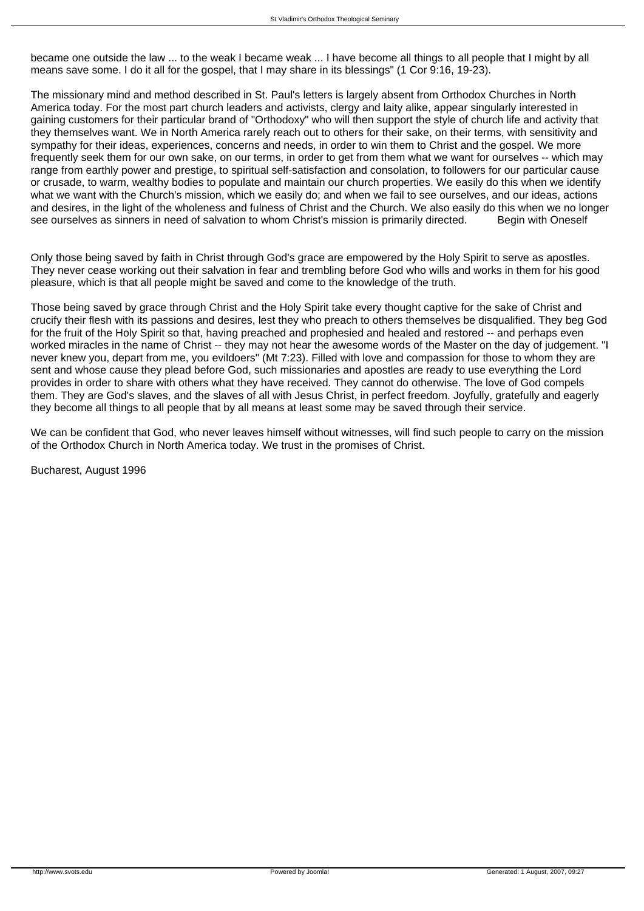became one outside the law ... to the weak I became weak ... I have become all things to all people that I might by all means save some. I do it all for the gospel, that I may share in its blessings" (1 Cor 9:16, 19-23).

The missionary mind and method described in St. Paul's letters is largely absent from Orthodox Churches in North America today. For the most part church leaders and activists, clergy and laity alike, appear singularly interested in gaining customers for their particular brand of "Orthodoxy" who will then support the style of church life and activity that they themselves want. We in North America rarely reach out to others for their sake, on their terms, with sensitivity and sympathy for their ideas, experiences, concerns and needs, in order to win them to Christ and the gospel. We more frequently seek them for our own sake, on our terms, in order to get from them what we want for ourselves -- which may range from earthly power and prestige, to spiritual self-satisfaction and consolation, to followers for our particular cause or crusade, to warm, wealthy bodies to populate and maintain our church properties. We easily do this when we identify what we want with the Church's mission, which we easily do; and when we fail to see ourselves, and our ideas, actions and desires, in the light of the wholeness and fulness of Christ and the Church. We also easily do this when we no longer see ourselves as sinners in need of salvation to whom Christ's mission is primarily directed.

## Begin with Oneself

Only those being saved by faith in Christ through God's grace are empowered by the Holy Spirit to serve as apostles. They never cease working out their salvation in fear and trembling before God who wills and works in them for his good pleasure, which is that all people might be saved and come to the knowledge of the truth.

Those being saved by grace through Christ and the Holy Spirit take every thought captive for the sake of Christ and crucify their flesh with its passions and desires, lest they who preach to others themselves be disqualified. They beg God for the fruit of the Holy Spirit so that, having preached and prophesied and healed and restored -- and perhaps even worked miracles in the name of Christ -- they may not hear the awesome words of the Master on the day of judgement. "I never knew you, depart from me, you evildoers" (Mt 7:23). Filled with love and compassion for those to whom they are sent and whose cause they plead before God, such missionaries and apostles are ready to use everything the Lord provides in order to share with others what they have received. They cannot do otherwise. The love of God compels them. They are God's slaves, and the slaves of all with Jesus Christ, in perfect freedom. Joyfully, gratefully and eagerly they become all things to all people that by all means at least some may be saved through their service.

We can be confident that God, who never leaves himself without witnesses, will find such people to carry on the mission of the Orthodox Church in North America today. We trust in the promises of Christ.

Bucharest, August 1996